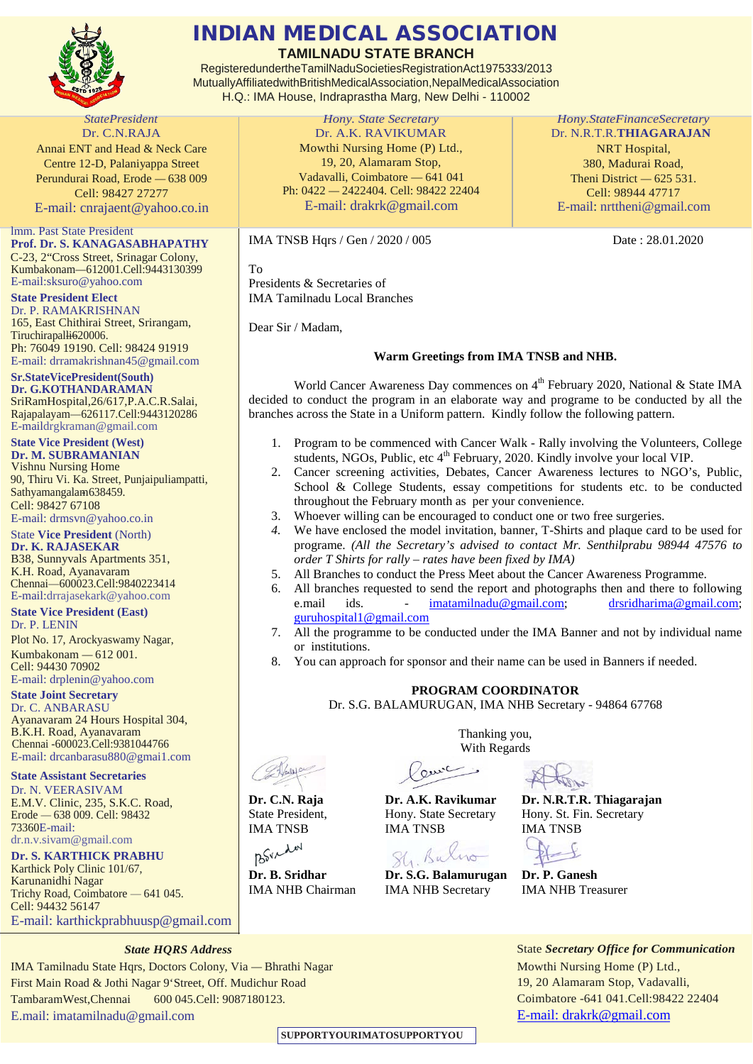# INDIAN MEDICAL ASSOCIATION

**TAMILNADU STATE BRANCH**

RegisteredundertheTamilNaduSocietiesRegistrationAct1975333/2013
MutuallyAffiliatedwithBritishMedicalAssociation,NepalMedicalAssociation
H.Q.: IMA House, Indraprastha Marg, New Delhi - 110002

| *StatePresident* | *Hony. State Secretary* | *Hony.StateFinanceSecretary* |
|---|---|---|
| Dr. C.N.RAJA | Dr. A.K. RAVIKUMAR | Dr. N.R.T.R.**THIAGARAJAN** |
| Annai ENT and Head & Neck Care Centre 12-D, Palaniyappa Street Perundurai Road, Erode — 638 009 Cell: 98427 27277 | Mowthi Nursing Home (P) Ltd., 19, 20, Alamaram Stop, Vadavalli, Coimbatore — 641 041 Ph: 0422 — 2422404. Cell: 98422 22404 | NRT Hospital, 380, Madurai Road, Theni District — 625 531. Cell: 98944 47717 |
| E-mail: cnrajaent@yahoo.co.in | E-mail: drakrk@gmail.com | E-mail: nrttheni@gmail.com |

Imm. Past State President
**Prof. Dr. S. KANAGASABHAPATHY**
C-23, 2"Cross Street, Srinagar Colony,
Kumbakonam—612001.Cell:9443130399
E-mail:sksuro@yahoo.com

**State President Elect**
Dr. P. RAMAKRISHNAN
165, East Chithirai Street, Srirangam,
Tiruchirapalli620006.
Ph: 76049 19190. Cell: 98424 91919
E-mail: drramakrishnan45@gmail.com

**Sr.StateVicePresident(South)**
**Dr. G.KOTHANDARAMAN**
SriRamHospital,26/617,P.A.C.R.Salai,
Rajapalayam—626117.Cell:9443120286
E-maildrgkraman@gmail.com

**State Vice President (West)**
**Dr. M. SUBRAMANIAN**
Vishnu Nursing Home
90, Thiru Vi. Ka. Street, Punjaipuliampatti,
Sathyamangalam638459.
Cell: 98427 67108
E-mail: drmsvn@yahoo.co.in

State **Vice President** (North)
**Dr. K. RAJASEKAR**
B38, Sunnyvals Apartments 351,
K.H. Road, Ayanavaram
Chennai—600023.Cell:9840223414
E-mail:drrajasekark@yahoo.com

**State Vice President (East)**
Dr. P. LENIN
Plot No. 17, Arockyaswamy Nagar,
Kumbakonam — 612 001.
Cell: 94430 70902
E-mail: drplenin@yahoo.com

**State Joint Secretary**
Dr. C. ANBARASU
Ayanavaram 24 Hours Hospital 304,
B.K.H. Road, Ayanavaram
Chennai -600023.Cell:9381044766
E-mail: drcanbarasu880@gmai1.com

**State Assistant Secretaries**
Dr. N. VEERASIVAM
E.M.V. Clinic, 235, S.K.C. Road,
Erode — 638 009. Cell: 98432
73360E-mail:
dr.n.v.sivam@gmail.com

**Dr. S. KARTHICK PRABHU**
Karthick Poly Clinic 101/67,
Karunanidhi Nagar
Trichy Road, Coimbatore — 641 045.
Cell: 94432 56147
E-mail: karthickprabhuusp@gmail.com

---

IMA TNSB Hqrs / Gen / 2020 / 005

Date : 28.01.2020

To
Presidents & Secretaries of
IMA Tamilnadu Local Branches

Dear Sir / Madam,

**Warm Greetings from IMA TNSB and NHB.**

World Cancer Awareness Day commences on 4th February 2020, National & State IMA decided to conduct the program in an elaborate way and programe to be conducted by all the branches across the State in a Uniform pattern. Kindly follow the following pattern.

1. Program to be commenced with Cancer Walk - Rally involving the Volunteers, College students, NGOs, Public, etc 4th February, 2020. Kindly involve your local VIP.
2. Cancer screening activities, Debates, Cancer Awareness lectures to NGO's, Public, School & College Students, essay competitions for students etc. to be conducted throughout the February month as per your convenience.
3. Whoever willing can be encouraged to conduct one or two free surgeries.
4. We have enclosed the model invitation, banner, T-Shirts and plaque card to be used for programe. *(All the Secretary's advised to contact Mr. Senthilprabu 98944 47576 to order T Shirts for rally – rates have been fixed by IMA)*
5. All Branches to conduct the Press Meet about the Cancer Awareness Programme.
6. All branches requested to send the report and photographs then and there to following e.mail ids. - imatamilnadu@gmail.com; drsridharima@gmail.com; guruhospital1@gmail.com
7. All the programme to be conducted under the IMA Banner and not by individual name or institutions.
8. You can approach for sponsor and their name can be used in Banners if needed.

**PROGRAM COORDINATOR**
Dr. S.G. BALAMURUGAN, IMA NHB Secretary - 94864 67768

Thanking you,
With Regards

| | | |
|---|---|---|
| **Dr. C.N. Raja** State President, IMA TNSB | **Dr. A.K. Ravikumar** Hony. State Secretary IMA TNSB | **Dr. N.R.T.R. Thiagarajan** Hony. St. Fin. Secretary IMA TNSB |
| **Dr. B. Sridhar** IMA NHB Chairman | **Dr. S.G. Balamurugan** IMA NHB Secretary | **Dr. P. Ganesh** IMA NHB Treasurer |

---

***State HQRS Address***
IMA Tamilnadu State Hqrs, Doctors Colony, Via — Bhrathi Nagar
First Main Road & Jothi Nagar 9'Street, Off. Mudichur Road
TambaramWest,Chennai 600 045.Cell: 9087180123.
E.mail: imatamilnadu@gmail.com

State ***Secretary Office for Communication***
Mowthi Nursing Home (P) Ltd.,
19, 20 Alamaram Stop, Vadavalli,
Coimbatore -641 041.Cell:98422 22404
E-mail: drakrk@gmail.com

**SUPPORTYOURIMATOSUPPORTYOU**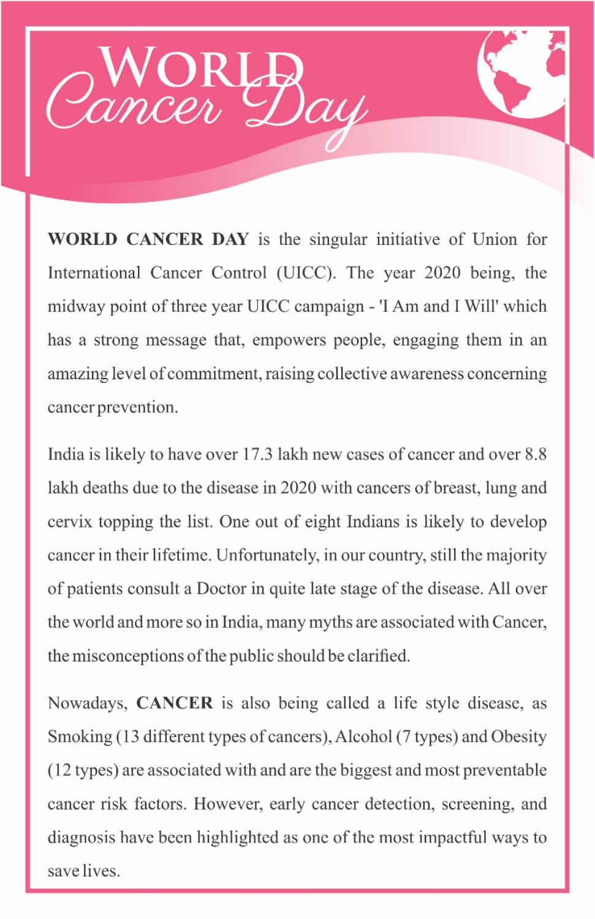# World Cancer Day

**WORLD CANCER DAY** is the singular initiative of Union for International Cancer Control (UICC). The year 2020 being, the midway point of three year UICC campaign - 'I Am and I Will' which has a strong message that, empowers people, engaging them in an amazing level of commitment, raising collective awareness concerning cancer prevention.

India is likely to have over 17.3 lakh new cases of cancer and over 8.8 lakh deaths due to the disease in 2020 with cancers of breast, lung and cervix topping the list. One out of eight Indians is likely to develop cancer in their lifetime. Unfortunately, in our country, still the majority of patients consult a Doctor in quite late stage of the disease. All over the world and more so in India, many myths are associated with Cancer, the misconceptions of the public should be clarified.

Nowadays, **CANCER** is also being called a life style disease, as Smoking (13 different types of cancers), Alcohol (7 types) and Obesity (12 types) are associated with and are the biggest and most preventable cancer risk factors. However, early cancer detection, screening, and diagnosis have been highlighted as one of the most impactful ways to save lives.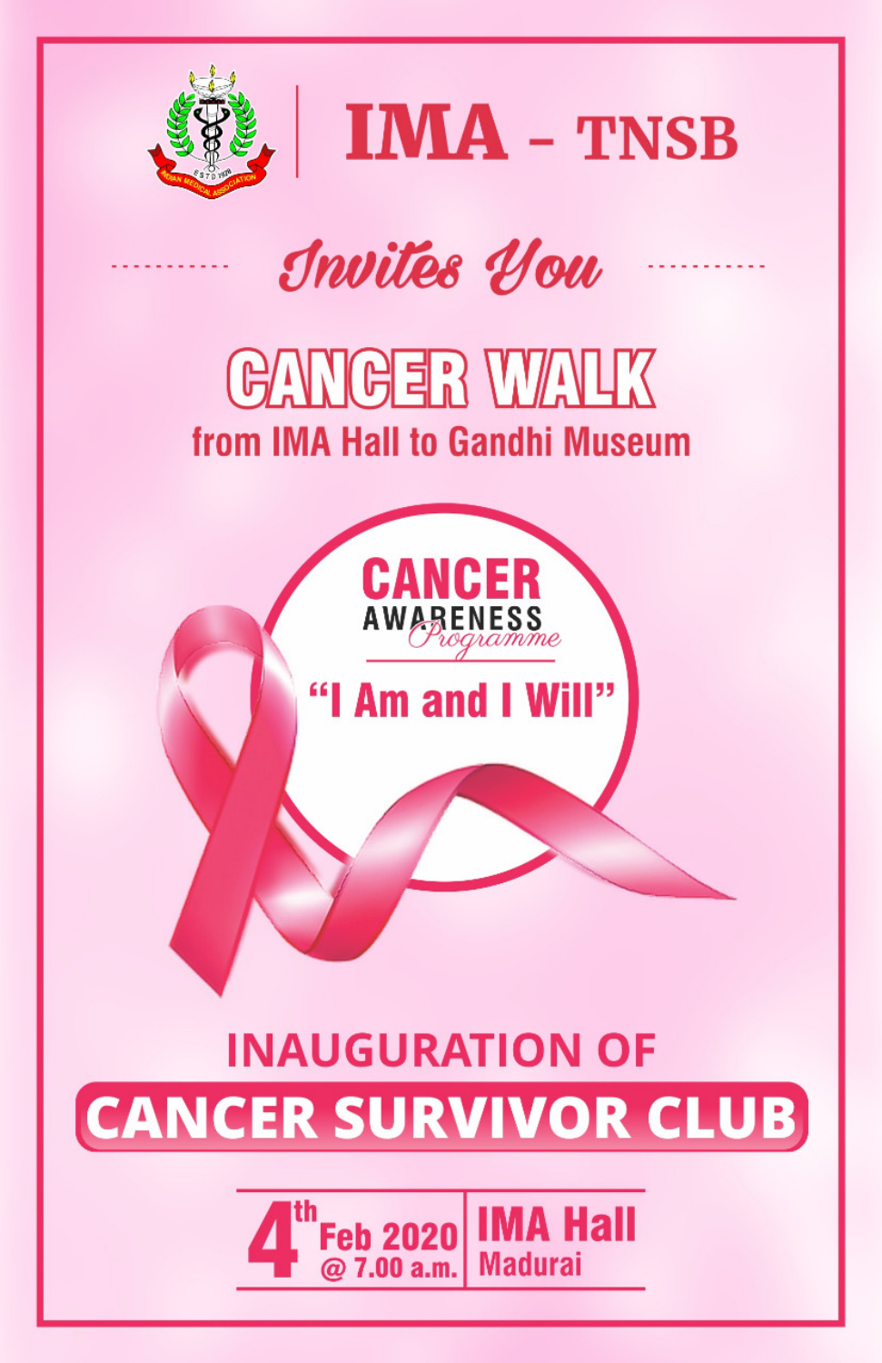# IMA - TNSB

*Invites You*

## CANCER WALK

**from IMA Hall to Gandhi Museum**

**CANCER**
**AWARENESS**
*Programme*

**"I Am and I Will"**

## INAUGURATION OF

## CANCER SURVIVOR CLUB

**4th Feb 2020 @ 7.00 a.m.** | **IMA Hall Madurai**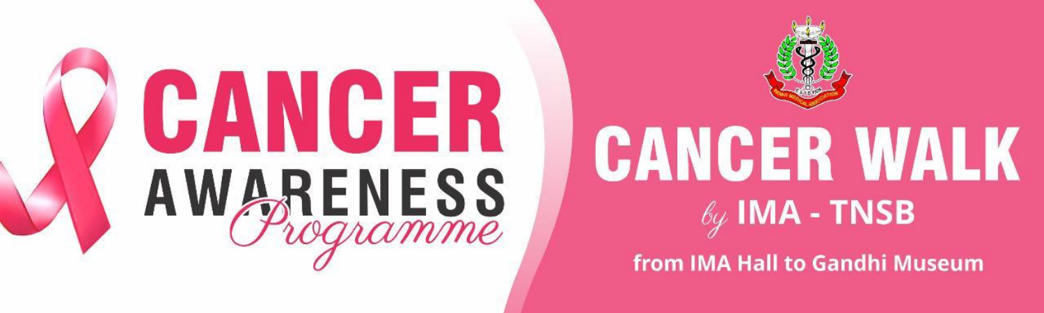# CANCER AWARENESS *Programme*

# CANCER WALK

## *by* IMA - TNSB

**from IMA Hall to Gandhi Museum**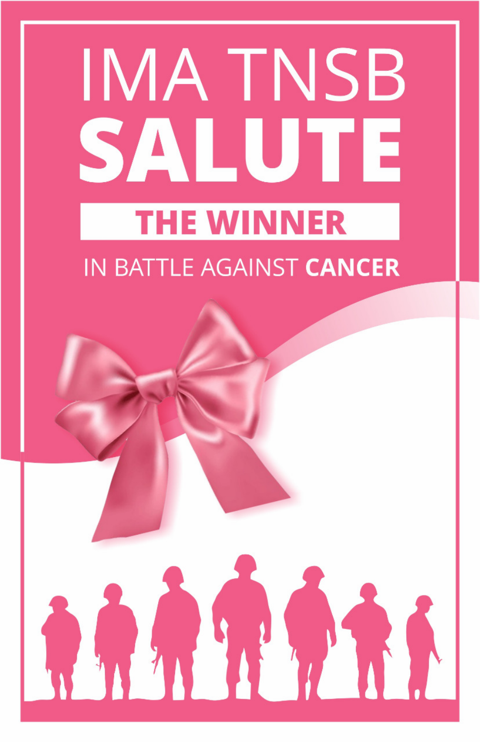# IMA TNSB

# SALUTE

## THE WINNER

IN BATTLE AGAINST **CANCER**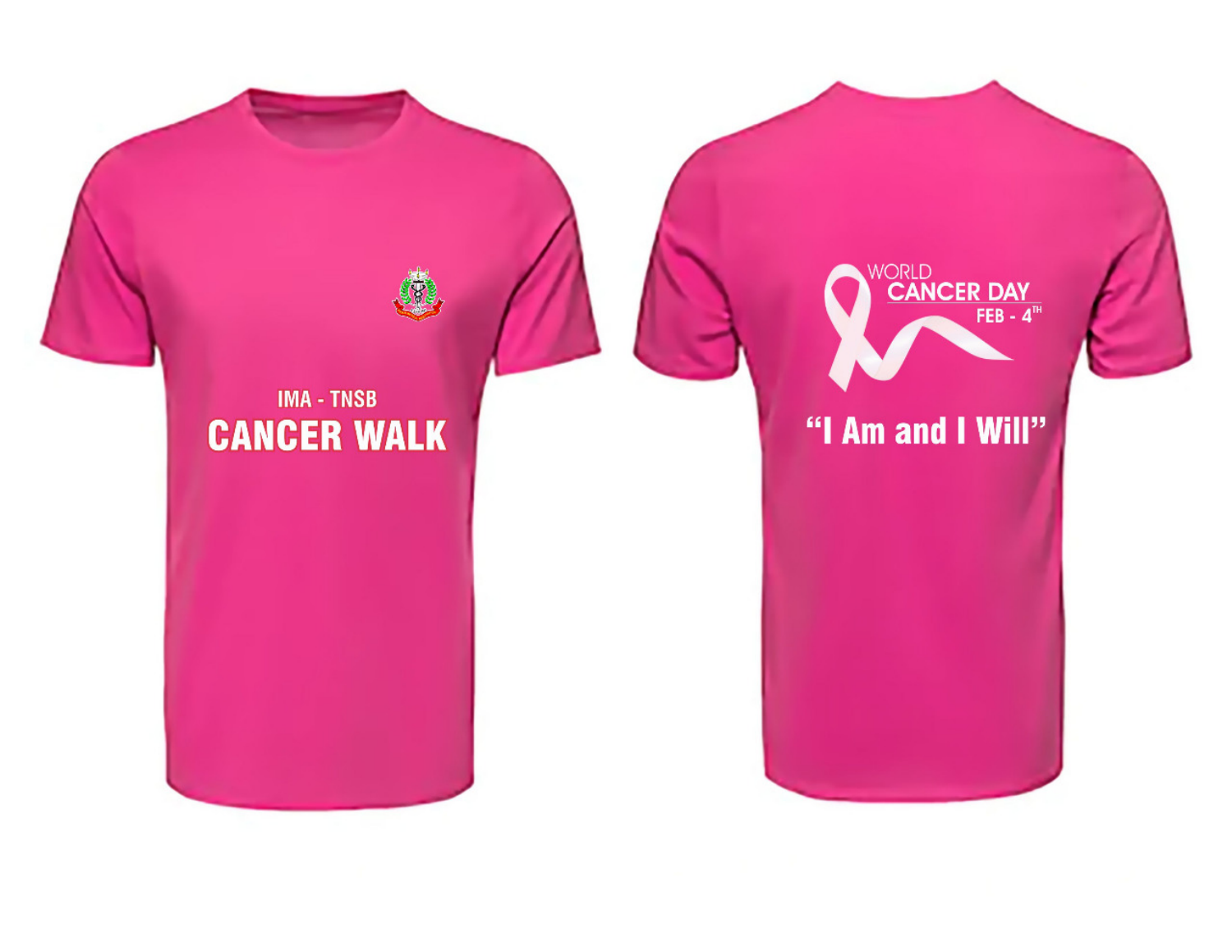IMA - TNSB

CANCER WALK

WORLD

CANCER DAY

FEB - 4TH

"I Am and I Will"